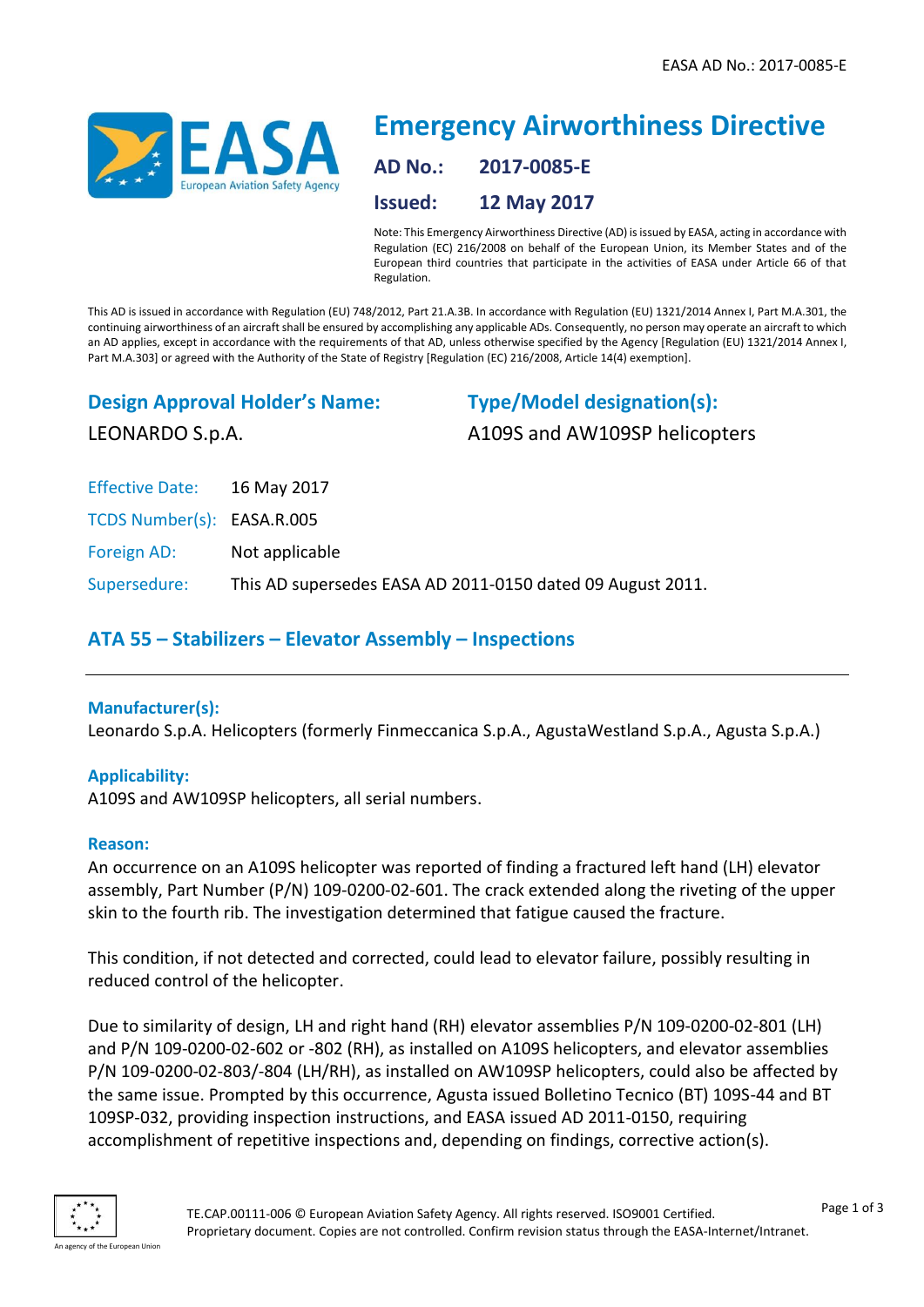# Emergency Airworthiness Directive

**AD No.:** 2017-0085-E

**Issued:** 12 May 2017

Note: This Emergency Airworthiness Directive (AD) is issued by EASA, acting in accordance with Regulation (EC) 216/2008 on behalf of the European Union, its Member States and of the European third countries that participate in the activities of EASA under Article 66 of that Regulation.

This AD is issued in accordance with Regulation (EU) 748/2012, Part 21.A.3B. In accordance with Regulation (EU) 1321/2014 Annex I, Part M.A.301, the continuing airworthiness of an aircraft shall be ensured by accomplishing any applicable ADs. Consequently, no person may operate an aircraft to which an AD applies, except in accordance with the requirements of that AD, unless otherwise specified by the Agency [Regulation (EU) 1321/2014 Annex I, Part M.A.303] or agreed with the Authority of the State of Registry [Regulation (EC) 216/2008, Article 14(4) exemption].

## Design Approval Holder's Name:

LEONARDO S.p.A.

## Type/Model designation(s):

A109S and AW109SP helicopters

| | |
|---|---|
| Effective Date: | 16 May 2017 |
| TCDS Number(s): | EASA.R.005 |
| Foreign AD: | Not applicable |
| Supersedure: | This AD supersedes EASA AD 2011-0150 dated 09 August 2011. |

## ATA 55 – Stabilizers – Elevator Assembly – Inspections

### Manufacturer(s):

Leonardo S.p.A. Helicopters (formerly Finmeccanica S.p.A., AgustaWestland S.p.A., Agusta S.p.A.)

### Applicability:

A109S and AW109SP helicopters, all serial numbers.

### Reason:

An occurrence on an A109S helicopter was reported of finding a fractured left hand (LH) elevator assembly, Part Number (P/N) 109-0200-02-601. The crack extended along the riveting of the upper skin to the fourth rib. The investigation determined that fatigue caused the fracture.

This condition, if not detected and corrected, could lead to elevator failure, possibly resulting in reduced control of the helicopter.

Due to similarity of design, LH and right hand (RH) elevator assemblies P/N 109-0200-02-801 (LH) and P/N 109-0200-02-602 or -802 (RH), as installed on A109S helicopters, and elevator assemblies P/N 109-0200-02-803/-804 (LH/RH), as installed on AW109SP helicopters, could also be affected by the same issue. Prompted by this occurrence, Agusta issued Bolletino Tecnico (BT) 109S-44 and BT 109SP-032, providing inspection instructions, and EASA issued AD 2011-0150, requiring accomplishment of repetitive inspections and, depending on findings, corrective action(s).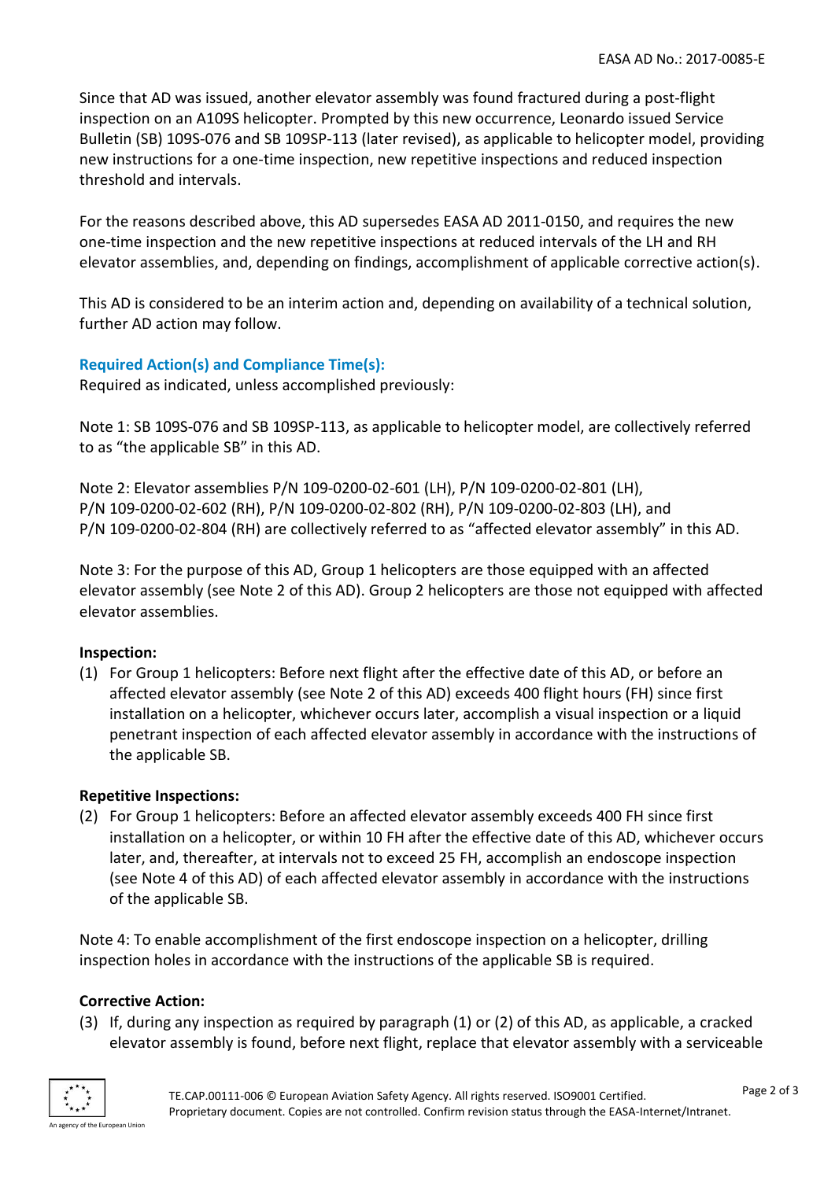Since that AD was issued, another elevator assembly was found fractured during a post-flight inspection on an A109S helicopter. Prompted by this new occurrence, Leonardo issued Service Bulletin (SB) 109S-076 and SB 109SP-113 (later revised), as applicable to helicopter model, providing new instructions for a one-time inspection, new repetitive inspections and reduced inspection threshold and intervals.

For the reasons described above, this AD supersedes EASA AD 2011-0150, and requires the new one-time inspection and the new repetitive inspections at reduced intervals of the LH and RH elevator assemblies, and, depending on findings, accomplishment of applicable corrective action(s).

This AD is considered to be an interim action and, depending on availability of a technical solution, further AD action may follow.

## Required Action(s) and Compliance Time(s):

Required as indicated, unless accomplished previously:

Note 1: SB 109S-076 and SB 109SP-113, as applicable to helicopter model, are collectively referred to as "the applicable SB" in this AD.

Note 2: Elevator assemblies P/N 109-0200-02-601 (LH), P/N 109-0200-02-801 (LH), P/N 109-0200-02-602 (RH), P/N 109-0200-02-802 (RH), P/N 109-0200-02-803 (LH), and P/N 109-0200-02-804 (RH) are collectively referred to as "affected elevator assembly" in this AD.

Note 3: For the purpose of this AD, Group 1 helicopters are those equipped with an affected elevator assembly (see Note 2 of this AD). Group 2 helicopters are those not equipped with affected elevator assemblies.

**Inspection:**

(1) For Group 1 helicopters: Before next flight after the effective date of this AD, or before an affected elevator assembly (see Note 2 of this AD) exceeds 400 flight hours (FH) since first installation on a helicopter, whichever occurs later, accomplish a visual inspection or a liquid penetrant inspection of each affected elevator assembly in accordance with the instructions of the applicable SB.

**Repetitive Inspections:**

(2) For Group 1 helicopters: Before an affected elevator assembly exceeds 400 FH since first installation on a helicopter, or within 10 FH after the effective date of this AD, whichever occurs later, and, thereafter, at intervals not to exceed 25 FH, accomplish an endoscope inspection (see Note 4 of this AD) of each affected elevator assembly in accordance with the instructions of the applicable SB.

Note 4: To enable accomplishment of the first endoscope inspection on a helicopter, drilling inspection holes in accordance with the instructions of the applicable SB is required.

**Corrective Action:**

(3) If, during any inspection as required by paragraph (1) or (2) of this AD, as applicable, a cracked elevator assembly is found, before next flight, replace that elevator assembly with a serviceable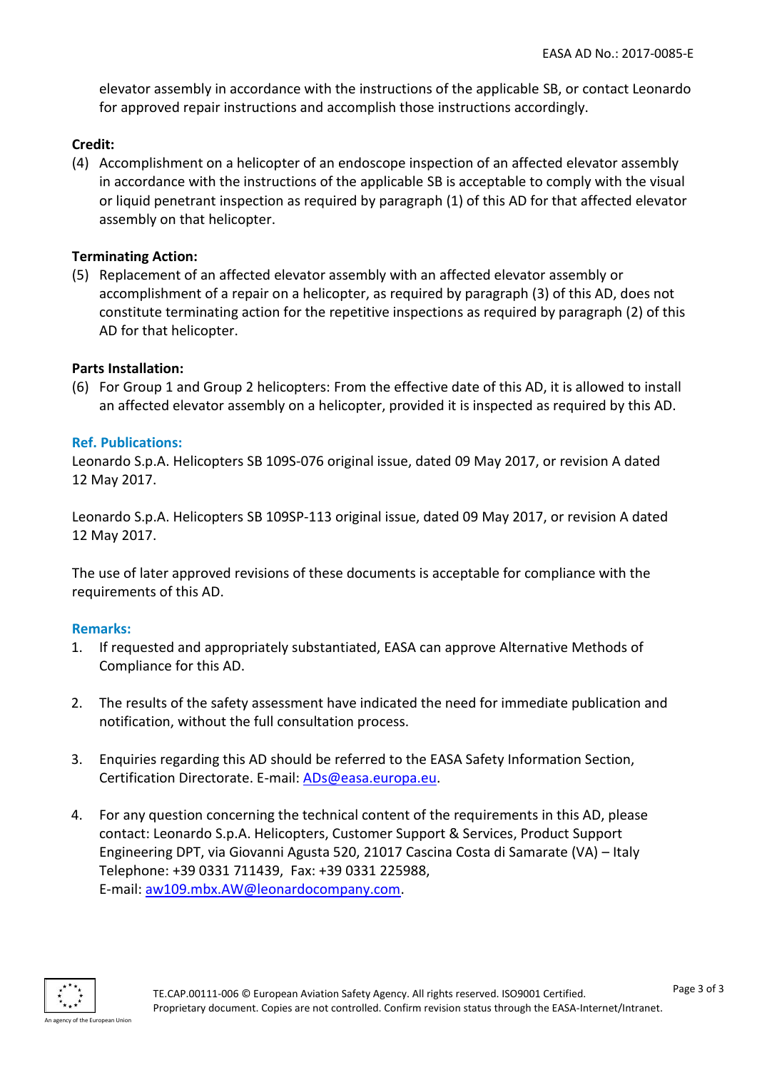elevator assembly in accordance with the instructions of the applicable SB, or contact Leonardo for approved repair instructions and accomplish those instructions accordingly.

**Credit:**

(4) Accomplishment on a helicopter of an endoscope inspection of an affected elevator assembly in accordance with the instructions of the applicable SB is acceptable to comply with the visual or liquid penetrant inspection as required by paragraph (1) of this AD for that affected elevator assembly on that helicopter.

**Terminating Action:**

(5) Replacement of an affected elevator assembly with an affected elevator assembly or accomplishment of a repair on a helicopter, as required by paragraph (3) of this AD, does not constitute terminating action for the repetitive inspections as required by paragraph (2) of this AD for that helicopter.

**Parts Installation:**

(6) For Group 1 and Group 2 helicopters: From the effective date of this AD, it is allowed to install an affected elevator assembly on a helicopter, provided it is inspected as required by this AD.

**Ref. Publications:**

Leonardo S.p.A. Helicopters SB 109S-076 original issue, dated 09 May 2017, or revision A dated 12 May 2017.

Leonardo S.p.A. Helicopters SB 109SP-113 original issue, dated 09 May 2017, or revision A dated 12 May 2017.

The use of later approved revisions of these documents is acceptable for compliance with the requirements of this AD.

**Remarks:**

1. If requested and appropriately substantiated, EASA can approve Alternative Methods of Compliance for this AD.

2. The results of the safety assessment have indicated the need for immediate publication and notification, without the full consultation process.

3. Enquiries regarding this AD should be referred to the EASA Safety Information Section, Certification Directorate. E-mail: ADs@easa.europa.eu.

4. For any question concerning the technical content of the requirements in this AD, please contact: Leonardo S.p.A. Helicopters, Customer Support & Services, Product Support Engineering DPT, via Giovanni Agusta 520, 21017 Cascina Costa di Samarate (VA) – Italy Telephone: +39 0331 711439, Fax: +39 0331 225988, E-mail: aw109.mbx.AW@leonardocompany.com.